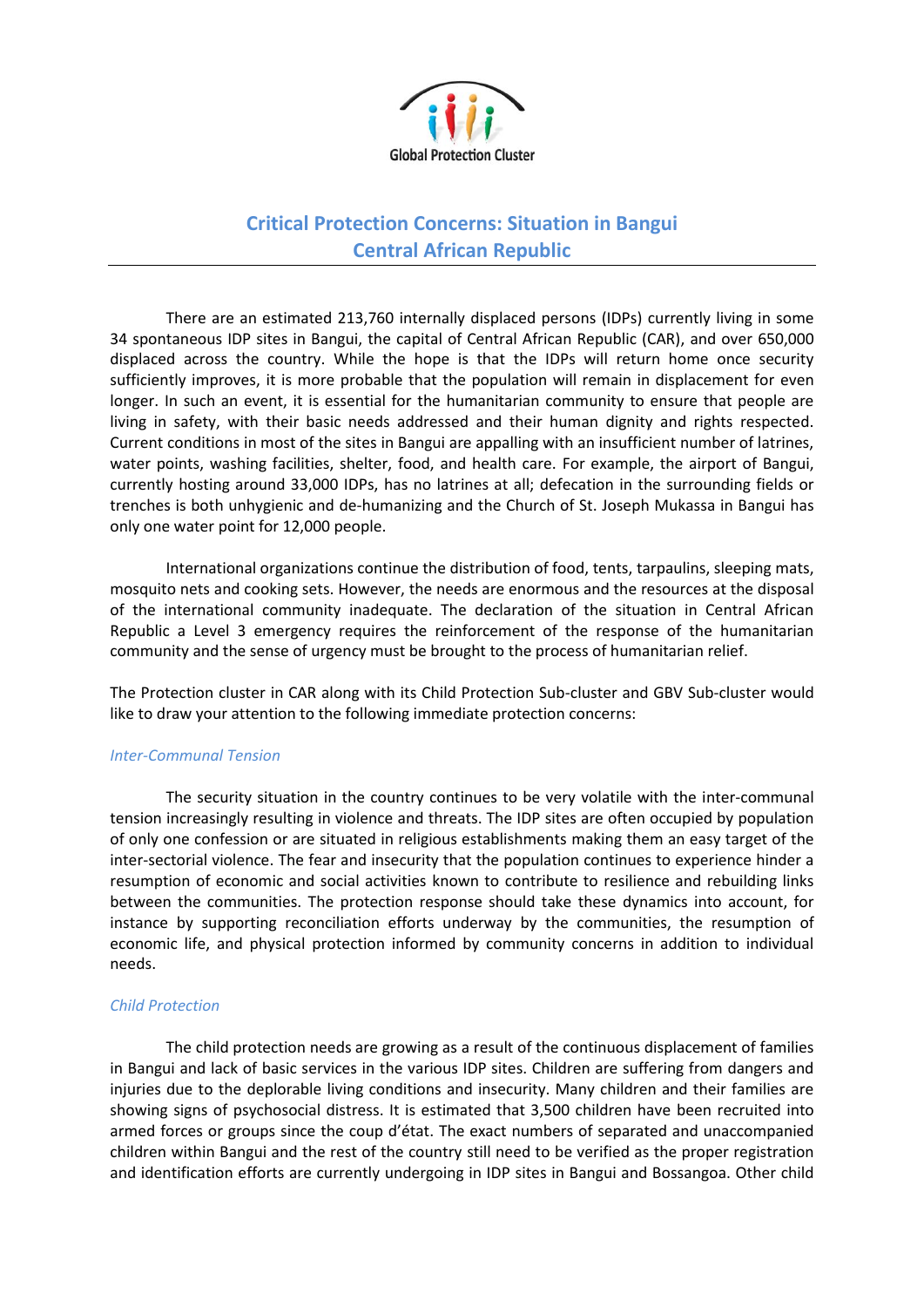Global Protection Cluster

# Critical Protection Concerns: Situation in Bangui Central African Republic

There are an estimated 213,760 internally displaced persons (IDPs) currently living in some 34 spontaneous IDP sites in Bangui, the capital of Central African Republic (CAR), and over 650,000 displaced across the country. While the hope is that the IDPs will return home once security sufficiently improves, it is more probable that the population will remain in displacement for even longer. In such an event, it is essential for the humanitarian community to ensure that people are living in safety, with their basic needs addressed and their human dignity and rights respected. Current conditions in most of the sites in Bangui are appalling with an insufficient number of latrines, water points, washing facilities, shelter, food, and health care. For example, the airport of Bangui, currently hosting around 33,000 IDPs, has no latrines at all; defecation in the surrounding fields or trenches is both unhygienic and de-humanizing and the Church of St. Joseph Mukassa in Bangui has only one water point for 12,000 people.

International organizations continue the distribution of food, tents, tarpaulins, sleeping mats, mosquito nets and cooking sets. However, the needs are enormous and the resources at the disposal of the international community inadequate. The declaration of the situation in Central African Republic a Level 3 emergency requires the reinforcement of the response of the humanitarian community and the sense of urgency must be brought to the process of humanitarian relief.

The Protection cluster in CAR along with its Child Protection Sub-cluster and GBV Sub-cluster would like to draw your attention to the following immediate protection concerns:

### *Inter-Communal Tension*

The security situation in the country continues to be very volatile with the inter-communal tension increasingly resulting in violence and threats. The IDP sites are often occupied by population of only one confession or are situated in religious establishments making them an easy target of the inter-sectorial violence. The fear and insecurity that the population continues to experience hinder a resumption of economic and social activities known to contribute to resilience and rebuilding links between the communities. The protection response should take these dynamics into account, for instance by supporting reconciliation efforts underway by the communities, the resumption of economic life, and physical protection informed by community concerns in addition to individual needs.

### *Child Protection*

The child protection needs are growing as a result of the continuous displacement of families in Bangui and lack of basic services in the various IDP sites. Children are suffering from dangers and injuries due to the deplorable living conditions and insecurity. Many children and their families are showing signs of psychosocial distress. It is estimated that 3,500 children have been recruited into armed forces or groups since the coup d'état. The exact numbers of separated and unaccompanied children within Bangui and the rest of the country still need to be verified as the proper registration and identification efforts are currently undergoing in IDP sites in Bangui and Bossangoa. Other child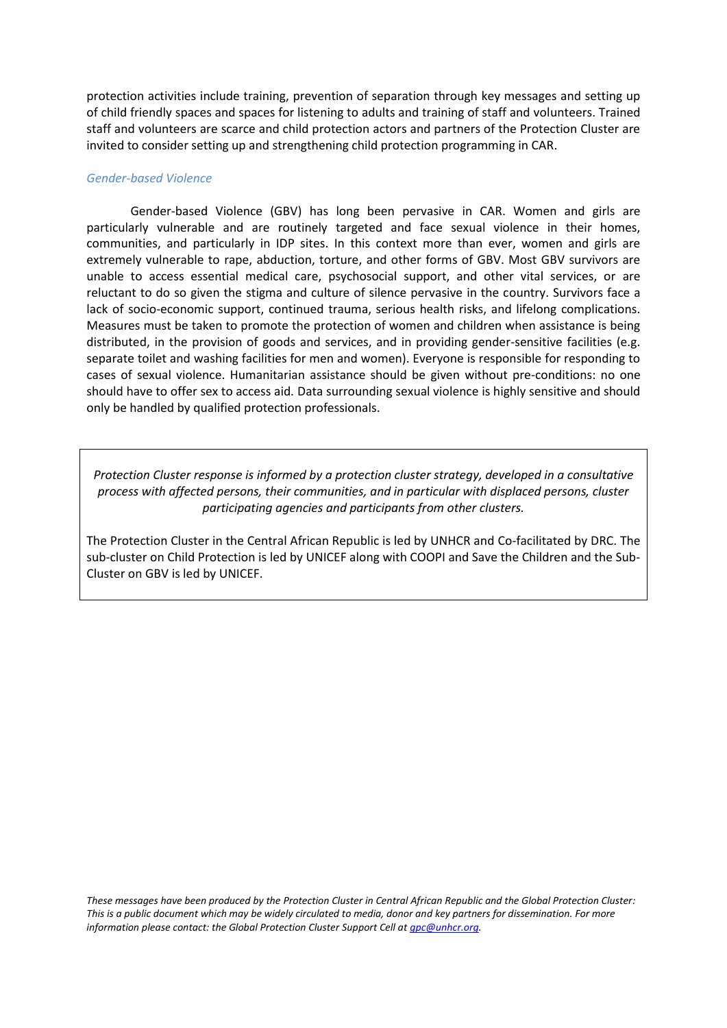protection activities include training, prevention of separation through key messages and setting up of child friendly spaces and spaces for listening to adults and training of staff and volunteers. Trained staff and volunteers are scarce and child protection actors and partners of the Protection Cluster are invited to consider setting up and strengthening child protection programming in CAR.

### *Gender-based Violence*

Gender-based Violence (GBV) has long been pervasive in CAR. Women and girls are particularly vulnerable and are routinely targeted and face sexual violence in their homes, communities, and particularly in IDP sites. In this context more than ever, women and girls are extremely vulnerable to rape, abduction, torture, and other forms of GBV. Most GBV survivors are unable to access essential medical care, psychosocial support, and other vital services, or are reluctant to do so given the stigma and culture of silence pervasive in the country. Survivors face a lack of socio-economic support, continued trauma, serious health risks, and lifelong complications. Measures must be taken to promote the protection of women and children when assistance is being distributed, in the provision of goods and services, and in providing gender-sensitive facilities (e.g. separate toilet and washing facilities for men and women). Everyone is responsible for responding to cases of sexual violence. Humanitarian assistance should be given without pre-conditions: no one should have to offer sex to access aid. Data surrounding sexual violence is highly sensitive and should only be handled by qualified protection professionals.

*Protection Cluster response is informed by a protection cluster strategy, developed in a consultative process with affected persons, their communities, and in particular with displaced persons, cluster participating agencies and participants from other clusters.*

The Protection Cluster in the Central African Republic is led by UNHCR and Co-facilitated by DRC. The sub-cluster on Child Protection is led by UNICEF along with COOPI and Save the Children and the Sub-Cluster on GBV is led by UNICEF.

*These messages have been produced by the Protection Cluster in Central African Republic and the Global Protection Cluster: This is a public document which may be widely circulated to media, donor and key partners for dissemination. For more information please contact: the Global Protection Cluster Support Cell at gpc@unhcr.org.*